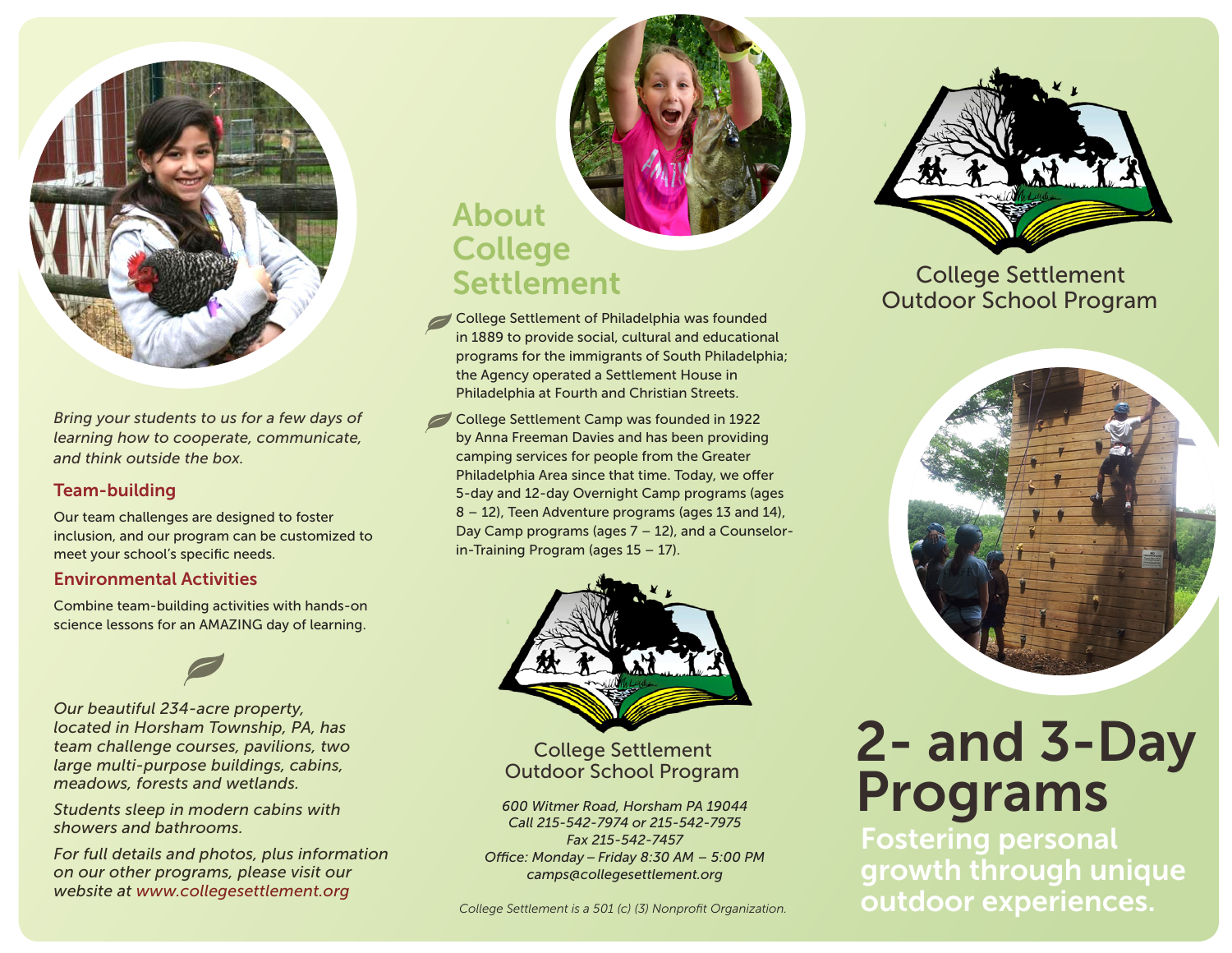*Bring your students to us for a few days of learning how to cooperate, communicate, and think outside the box.*

### Team-building

Our team challenges are designed to foster inclusion, and our program can be customized to meet your school's specific needs.

### Environmental Activities

Combine team-building activities with hands-on science lessons for an AMAZING day of learning.

*Our beautiful 234-acre property, located in Horsham Township, PA, has team challenge courses, pavilions, two large multi-purpose buildings, cabins, meadows, forests and wetlands.*

*Students sleep in modern cabins with showers and bathrooms.*

*For full details and photos, plus information on our other programs, please visit our website at www.collegesettlement.org*

## About College Settlement

- College Settlement of Philadelphia was founded in 1889 to provide social, cultural and educational programs for the immigrants of South Philadelphia; the Agency operated a Settlement House in Philadelphia at Fourth and Christian Streets.
- College Settlement Camp was founded in 1922 by Anna Freeman Davies and has been providing camping services for people from the Greater Philadelphia Area since that time. Today, we offer 5-day and 12-day Overnight Camp programs (ages 8 – 12), Teen Adventure programs (ages 13 and 14), Day Camp programs (ages 7 – 12), and a Counselor-in-Training Program (ages 15 – 17).

College Settlement
Outdoor School Program

*600 Witmer Road, Horsham PA 19044*
*Call 215-542-7974 or 215-542-7975*
*Fax 215-542-7457*
*Office: Monday – Friday 8:30 AM – 5:00 PM*
*camps@collegesettlement.org*

*College Settlement is a 501 (c) (3) Nonprofit Organization.*

College Settlement
Outdoor School Program

# 2- and 3-Day Programs

**Fostering personal growth through unique outdoor experiences.**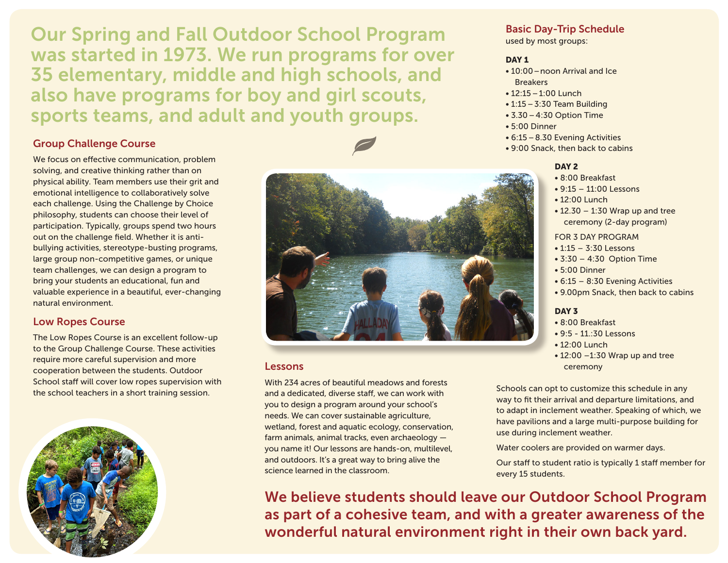# Our Spring and Fall Outdoor School Program was started in 1973. We run programs for over 35 elementary, middle and high schools, and also have programs for boy and girl scouts, sports teams, and adult and youth groups.

## Group Challenge Course

We focus on effective communication, problem solving, and creative thinking rather than on physical ability. Team members use their grit and emotional intelligence to collaboratively solve each challenge. Using the Challenge by Choice philosophy, students can choose their level of participation. Typically, groups spend two hours out on the challenge field. Whether it is anti-bullying activities, stereotype-busting programs, large group non-competitive games, or unique team challenges, we can design a program to bring your students an educational, fun and valuable experience in a beautiful, ever-changing natural environment.

## Low Ropes Course

The Low Ropes Course is an excellent follow-up to the Group Challenge Course. These activities require more careful supervision and more cooperation between the students. Outdoor School staff will cover low ropes supervision with the school teachers in a short training session.

## Lessons

With 234 acres of beautiful meadows and forests and a dedicated, diverse staff, we can work with you to design a program around your school's needs. We can cover sustainable agriculture, wetland, forest and aquatic ecology, conservation, farm animals, animal tracks, even archaeology — you name it! Our lessons are hands-on, multilevel, and outdoors. It's a great way to bring alive the science learned in the classroom.

## Basic Day-Trip Schedule

used by most groups:

**DAY 1**

- 10:00 – noon Arrival and Ice Breakers
- 12:15 – 1:00 Lunch
- 1:15 – 3:30 Team Building
- 3.30 – 4:30 Option Time
- 5:00 Dinner
- 6:15 – 8.30 Evening Activities
- 9:00 Snack, then back to cabins

**DAY 2**

- 8:00 Breakfast
- 9:15 – 11:00 Lessons
- 12:00 Lunch
- 12.30 – 1:30 Wrap up and tree ceremony (2-day program)

FOR 3 DAY PROGRAM

- 1:15 – 3:30 Lessons
- 3:30 – 4:30 Option Time
- 5:00 Dinner
- 6:15 – 8:30 Evening Activities
- 9.00pm Snack, then back to cabins

**DAY 3**

- 8:00 Breakfast
- 9:5 - 11.:30 Lessons
- 12:00 Lunch
- 12:00 –1:30 Wrap up and tree ceremony

Schools can opt to customize this schedule in any way to fit their arrival and departure limitations, and to adapt in inclement weather. Speaking of which, we have pavilions and a large multi-purpose building for use during inclement weather.

Water coolers are provided on warmer days.

Our staff to student ratio is typically 1 staff member for every 15 students.

**We believe students should leave our Outdoor School Program as part of a cohesive team, and with a greater awareness of the wonderful natural environment right in their own back yard.**